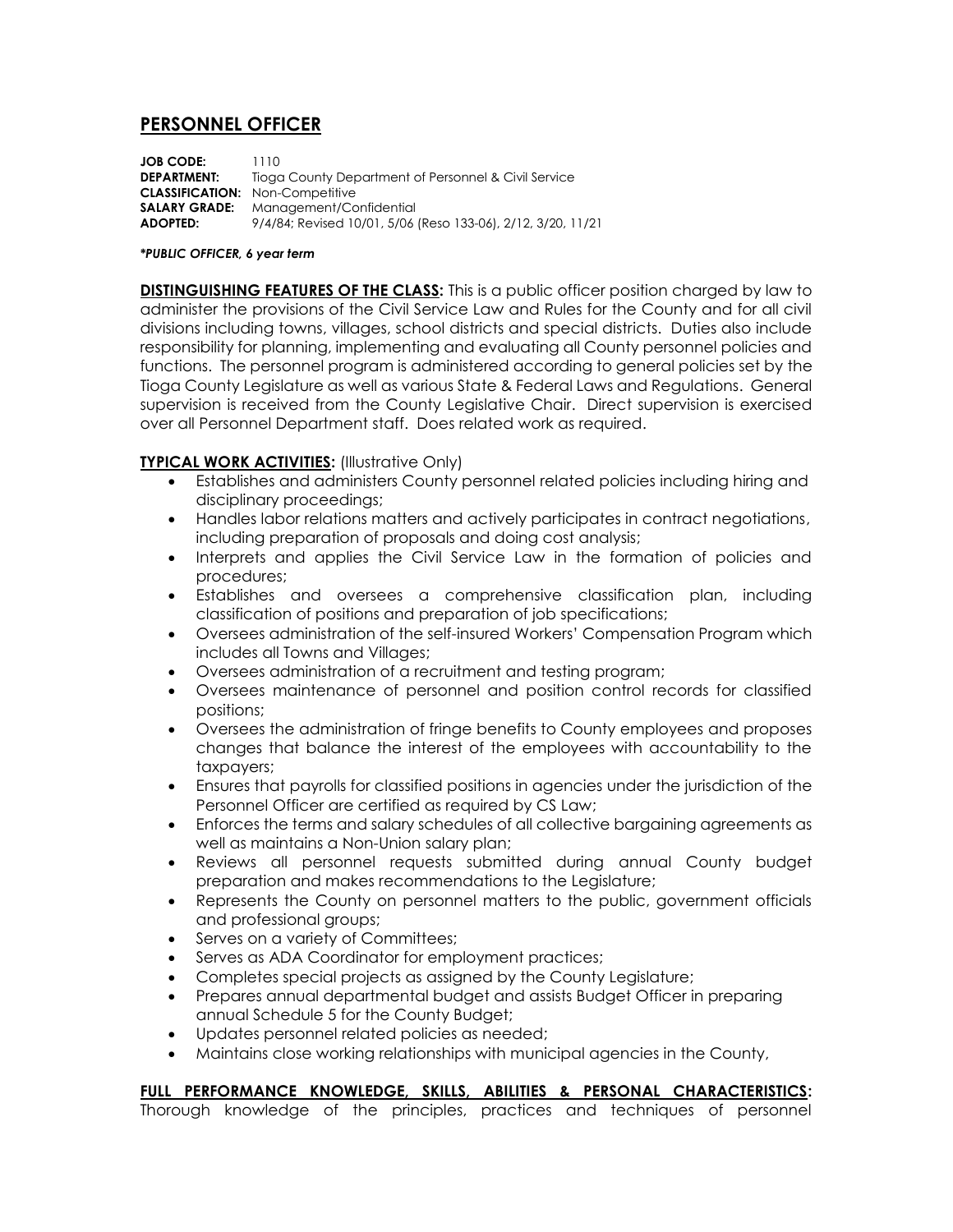# PERSONNEL OFFICER

**JOB CODE:** 1110
**DEPARTMENT:** Tioga County Department of Personnel & Civil Service
**CLASSIFICATION:** Non-Competitive
**SALARY GRADE:** Management/Confidential
**ADOPTED:** 9/4/84; Revised 10/01, 5/06 (Reso 133-06), 2/12, 3/20, 11/21

***PUBLIC OFFICER, 6 year term***

**DISTINGUISHING FEATURES OF THE CLASS:** This is a public officer position charged by law to administer the provisions of the Civil Service Law and Rules for the County and for all civil divisions including towns, villages, school districts and special districts. Duties also include responsibility for planning, implementing and evaluating all County personnel policies and functions. The personnel program is administered according to general policies set by the Tioga County Legislature as well as various State & Federal Laws and Regulations. General supervision is received from the County Legislative Chair. Direct supervision is exercised over all Personnel Department staff. Does related work as required.

**TYPICAL WORK ACTIVITIES:** (Illustrative Only)

- Establishes and administers County personnel related policies including hiring and disciplinary proceedings;
- Handles labor relations matters and actively participates in contract negotiations, including preparation of proposals and doing cost analysis;
- Interprets and applies the Civil Service Law in the formation of policies and procedures;
- Establishes and oversees a comprehensive classification plan, including classification of positions and preparation of job specifications;
- Oversees administration of the self-insured Workers' Compensation Program which includes all Towns and Villages;
- Oversees administration of a recruitment and testing program;
- Oversees maintenance of personnel and position control records for classified positions;
- Oversees the administration of fringe benefits to County employees and proposes changes that balance the interest of the employees with accountability to the taxpayers;
- Ensures that payrolls for classified positions in agencies under the jurisdiction of the Personnel Officer are certified as required by CS Law;
- Enforces the terms and salary schedules of all collective bargaining agreements as well as maintains a Non-Union salary plan;
- Reviews all personnel requests submitted during annual County budget preparation and makes recommendations to the Legislature;
- Represents the County on personnel matters to the public, government officials and professional groups;
- Serves on a variety of Committees;
- Serves as ADA Coordinator for employment practices;
- Completes special projects as assigned by the County Legislature;
- Prepares annual departmental budget and assists Budget Officer in preparing annual Schedule 5 for the County Budget;
- Updates personnel related policies as needed;
- Maintains close working relationships with municipal agencies in the County,

**FULL PERFORMANCE KNOWLEDGE, SKILLS, ABILITIES & PERSONAL CHARACTERISTICS:** Thorough knowledge of the principles, practices and techniques of personnel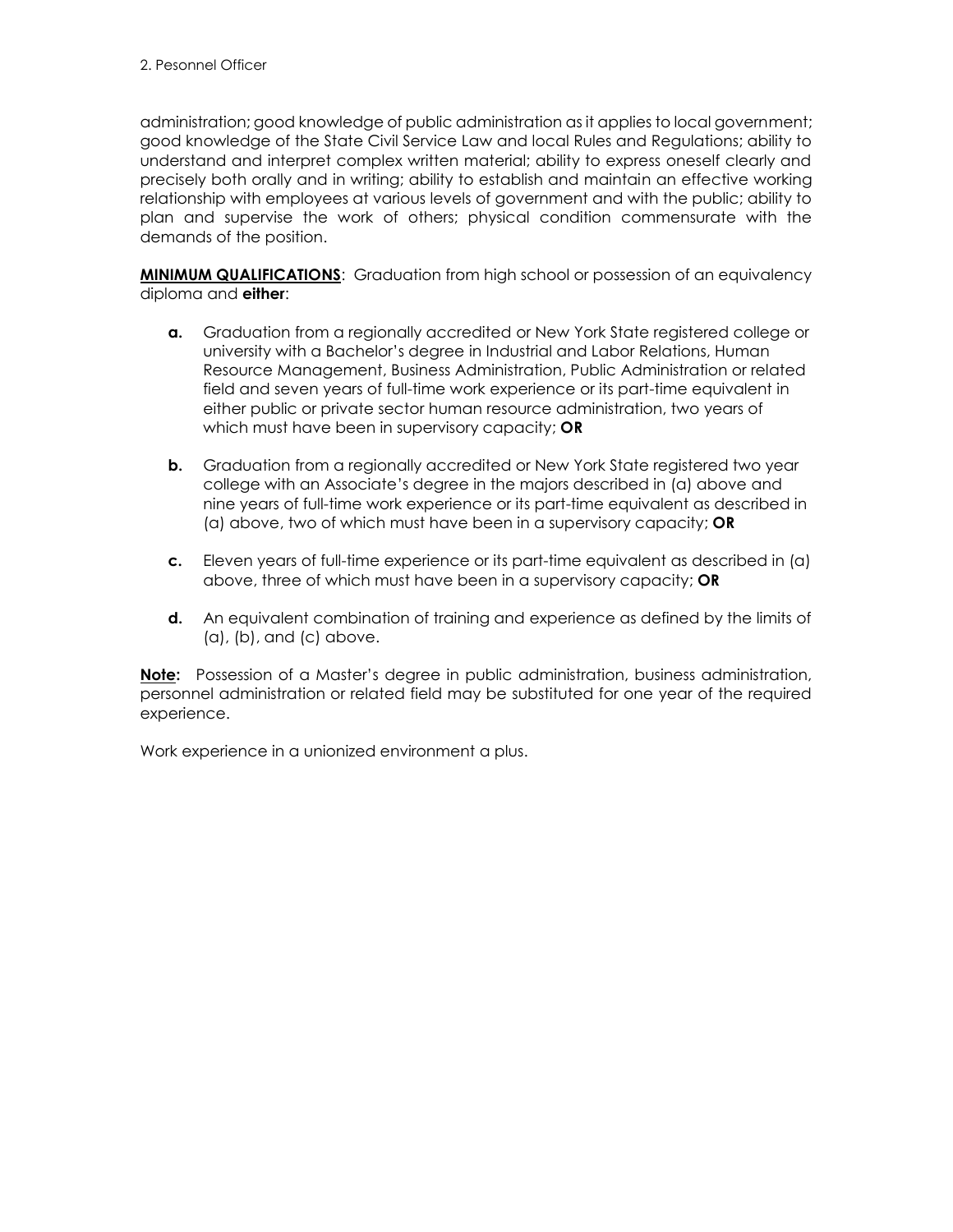administration; good knowledge of public administration as it applies to local government; good knowledge of the State Civil Service Law and local Rules and Regulations; ability to understand and interpret complex written material; ability to express oneself clearly and precisely both orally and in writing; ability to establish and maintain an effective working relationship with employees at various levels of government and with the public; ability to plan and supervise the work of others; physical condition commensurate with the demands of the position.

**MINIMUM QUALIFICATIONS**: Graduation from high school or possession of an equivalency diploma and **either**:

**a.** Graduation from a regionally accredited or New York State registered college or university with a Bachelor's degree in Industrial and Labor Relations, Human Resource Management, Business Administration, Public Administration or related field and seven years of full-time work experience or its part-time equivalent in either public or private sector human resource administration, two years of which must have been in supervisory capacity; **OR**

**b.** Graduation from a regionally accredited or New York State registered two year college with an Associate's degree in the majors described in (a) above and nine years of full-time work experience or its part-time equivalent as described in (a) above, two of which must have been in a supervisory capacity; **OR**

**c.** Eleven years of full-time experience or its part-time equivalent as described in (a) above, three of which must have been in a supervisory capacity; **OR**

**d.** An equivalent combination of training and experience as defined by the limits of (a), (b), and (c) above.

**Note:** Possession of a Master's degree in public administration, business administration, personnel administration or related field may be substituted for one year of the required experience.

Work experience in a unionized environment a plus.